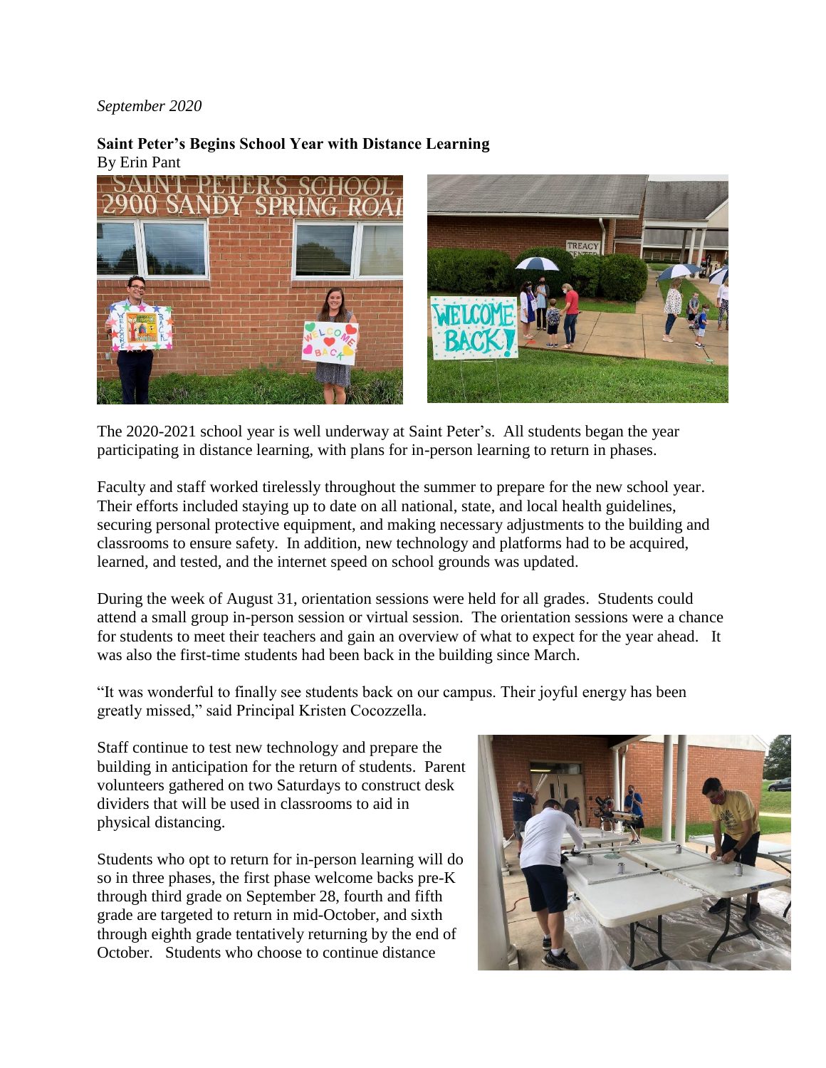*September 2020*

**Saint Peter's Begins School Year with Distance Learning**
By Erin Pant

The 2020-2021 school year is well underway at Saint Peter's. All students began the year participating in distance learning, with plans for in-person learning to return in phases.

Faculty and staff worked tirelessly throughout the summer to prepare for the new school year. Their efforts included staying up to date on all national, state, and local health guidelines, securing personal protective equipment, and making necessary adjustments to the building and classrooms to ensure safety. In addition, new technology and platforms had to be acquired, learned, and tested, and the internet speed on school grounds was updated.

During the week of August 31, orientation sessions were held for all grades. Students could attend a small group in-person session or virtual session. The orientation sessions were a chance for students to meet their teachers and gain an overview of what to expect for the year ahead. It was also the first-time students had been back in the building since March.

"It was wonderful to finally see students back on our campus. Their joyful energy has been greatly missed," said Principal Kristen Cocozzella.

Staff continue to test new technology and prepare the building in anticipation for the return of students. Parent volunteers gathered on two Saturdays to construct desk dividers that will be used in classrooms to aid in physical distancing.

Students who opt to return for in-person learning will do so in three phases, the first phase welcome backs pre-K through third grade on September 28, fourth and fifth grade are targeted to return in mid-October, and sixth through eighth grade tentatively returning by the end of October. Students who choose to continue distance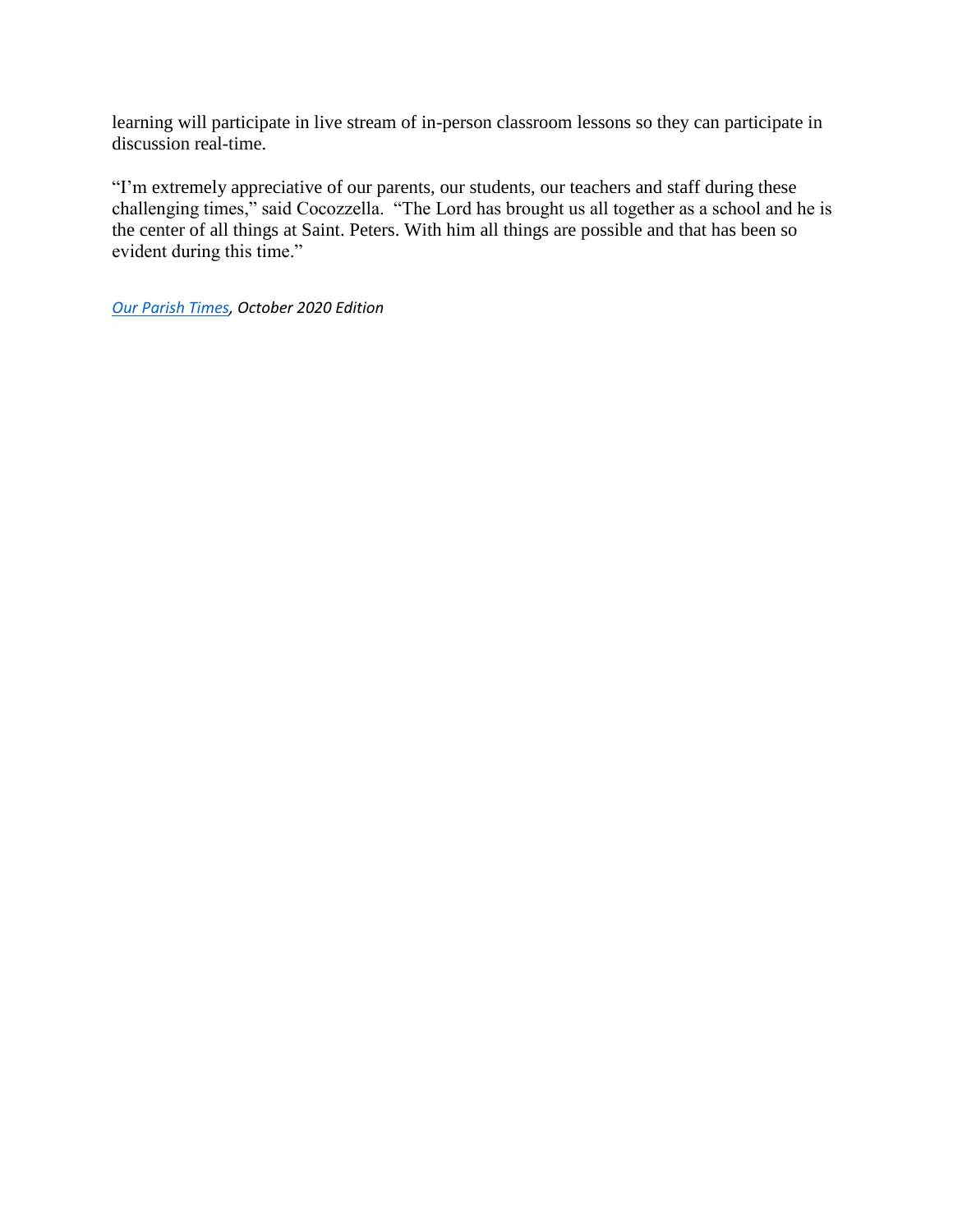learning will participate in live stream of in-person classroom lessons so they can participate in discussion real-time.

"I'm extremely appreciative of our parents, our students, our teachers and staff during these challenging times," said Cocozzella. "The Lord has brought us all together as a school and he is the center of all things at Saint. Peters. With him all things are possible and that has been so evident during this time."

*Our Parish Times, October 2020 Edition*